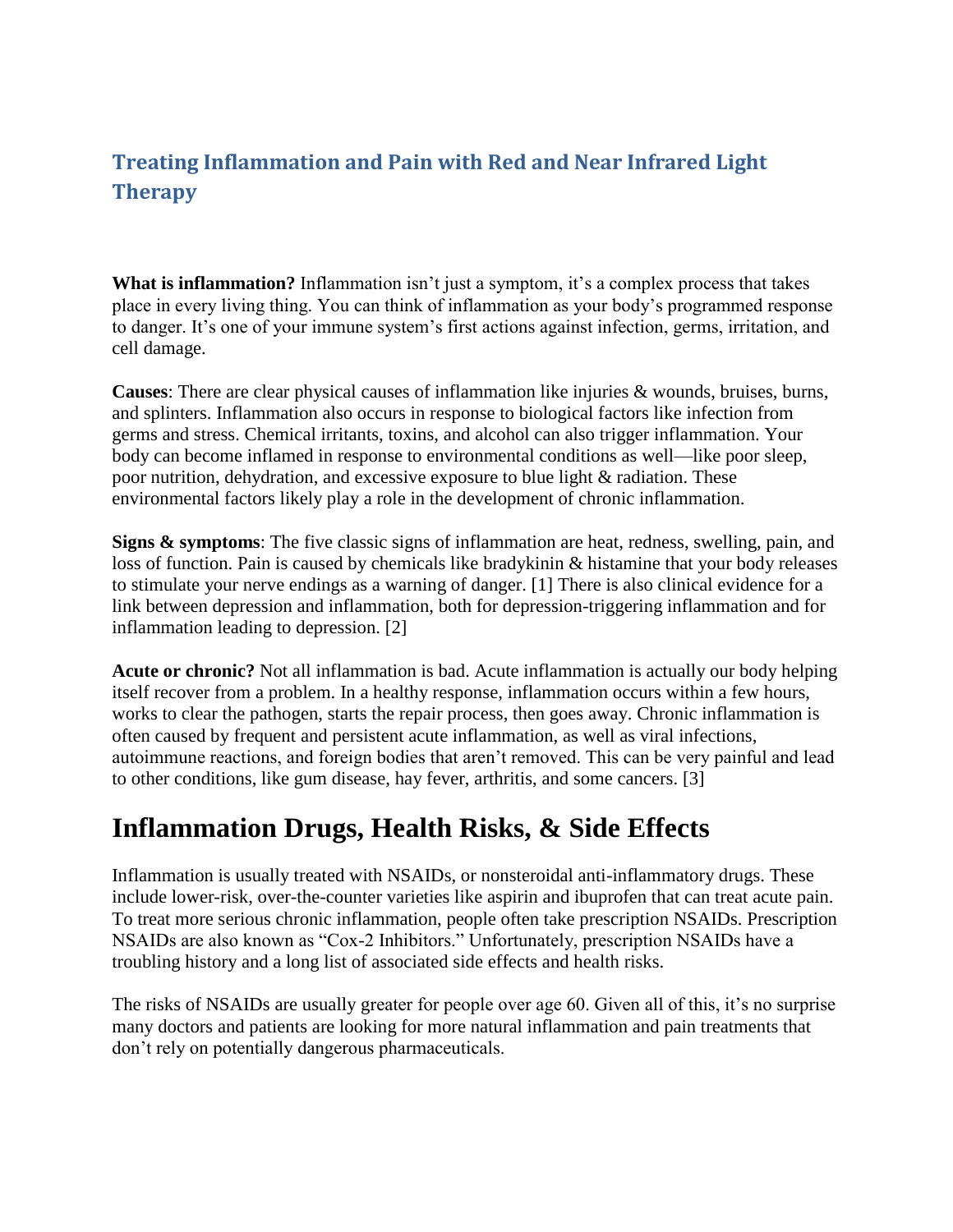## Treating Inflammation and Pain with Red and Near Infrared Light Therapy

**What is inflammation?** Inflammation isn't just a symptom, it's a complex process that takes place in every living thing. You can think of inflammation as your body's programmed response to danger. It's one of your immune system's first actions against infection, germs, irritation, and cell damage.

**Causes**: There are clear physical causes of inflammation like injuries & wounds, bruises, burns, and splinters. Inflammation also occurs in response to biological factors like infection from germs and stress. Chemical irritants, toxins, and alcohol can also trigger inflammation. Your body can become inflamed in response to environmental conditions as well—like poor sleep, poor nutrition, dehydration, and excessive exposure to blue light & radiation. These environmental factors likely play a role in the development of chronic inflammation.

**Signs & symptoms**: The five classic signs of inflammation are heat, redness, swelling, pain, and loss of function. Pain is caused by chemicals like bradykinin & histamine that your body releases to stimulate your nerve endings as a warning of danger. [1] There is also clinical evidence for a link between depression and inflammation, both for depression-triggering inflammation and for inflammation leading to depression. [2]

**Acute or chronic?** Not all inflammation is bad. Acute inflammation is actually our body helping itself recover from a problem. In a healthy response, inflammation occurs within a few hours, works to clear the pathogen, starts the repair process, then goes away. Chronic inflammation is often caused by frequent and persistent acute inflammation, as well as viral infections, autoimmune reactions, and foreign bodies that aren't removed. This can be very painful and lead to other conditions, like gum disease, hay fever, arthritis, and some cancers. [3]

# Inflammation Drugs, Health Risks, & Side Effects

Inflammation is usually treated with NSAIDs, or nonsteroidal anti-inflammatory drugs. These include lower-risk, over-the-counter varieties like aspirin and ibuprofen that can treat acute pain. To treat more serious chronic inflammation, people often take prescription NSAIDs. Prescription NSAIDs are also known as "Cox-2 Inhibitors." Unfortunately, prescription NSAIDs have a troubling history and a long list of associated side effects and health risks.

The risks of NSAIDs are usually greater for people over age 60. Given all of this, it's no surprise many doctors and patients are looking for more natural inflammation and pain treatments that don't rely on potentially dangerous pharmaceuticals.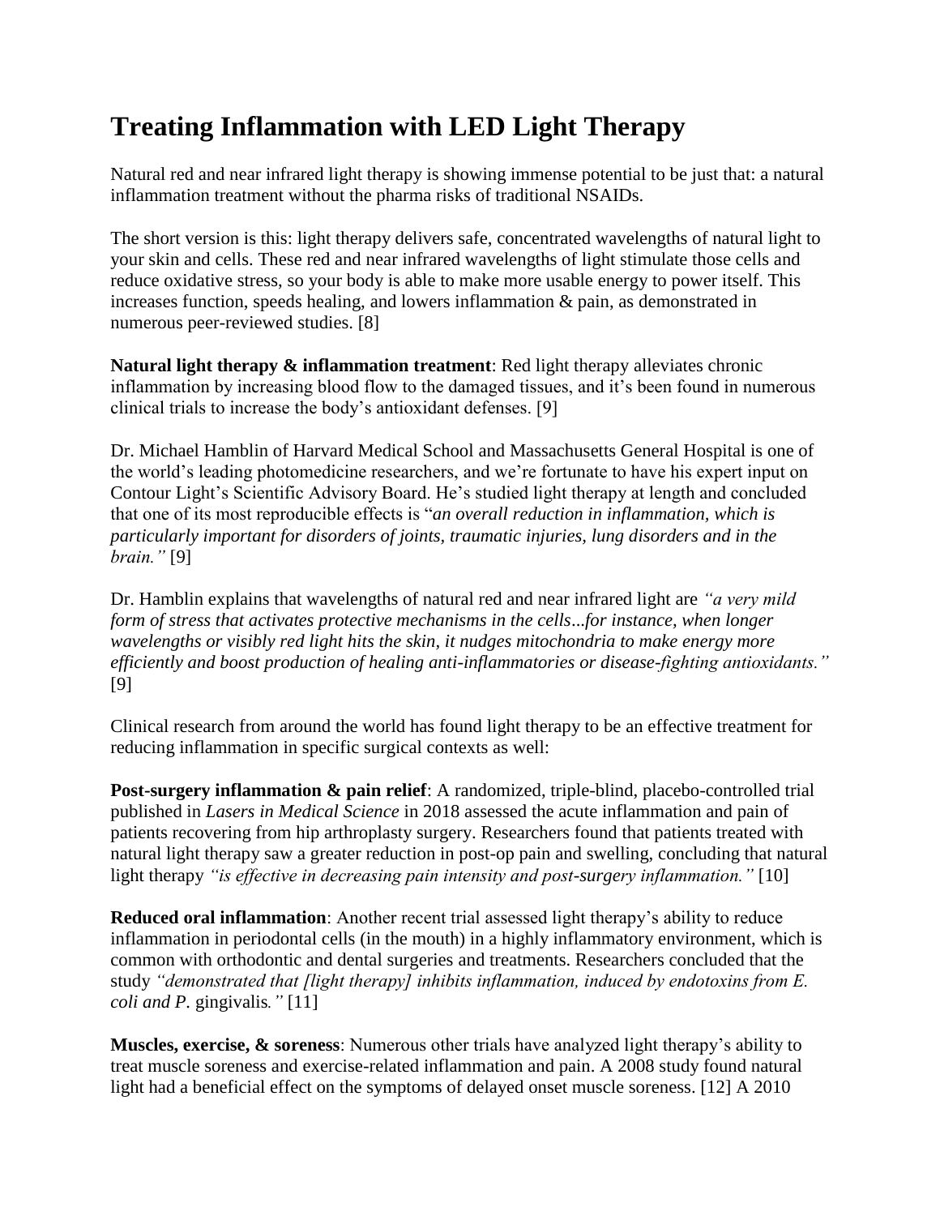# Treating Inflammation with LED Light Therapy

Natural red and near infrared light therapy is showing immense potential to be just that: a natural inflammation treatment without the pharma risks of traditional NSAIDs.

The short version is this: light therapy delivers safe, concentrated wavelengths of natural light to your skin and cells. These red and near infrared wavelengths of light stimulate those cells and reduce oxidative stress, so your body is able to make more usable energy to power itself. This increases function, speeds healing, and lowers inflammation & pain, as demonstrated in numerous peer-reviewed studies. [8]

**Natural light therapy & inflammation treatment**: Red light therapy alleviates chronic inflammation by increasing blood flow to the damaged tissues, and it's been found in numerous clinical trials to increase the body's antioxidant defenses. [9]

Dr. Michael Hamblin of Harvard Medical School and Massachusetts General Hospital is one of the world's leading photomedicine researchers, and we're fortunate to have his expert input on Contour Light's Scientific Advisory Board. He's studied light therapy at length and concluded that one of its most reproducible effects is "*an overall reduction in inflammation, which is particularly important for disorders of joints, traumatic injuries, lung disorders and in the brain."* [9]

Dr. Hamblin explains that wavelengths of natural red and near infrared light are *"a very mild form of stress that activates protective mechanisms in the cells...for instance, when longer wavelengths or visibly red light hits the skin, it nudges mitochondria to make energy more efficiently and boost production of healing anti-inflammatories or disease-fighting antioxidants."* [9]

Clinical research from around the world has found light therapy to be an effective treatment for reducing inflammation in specific surgical contexts as well:

**Post-surgery inflammation & pain relief**: A randomized, triple-blind, placebo-controlled trial published in *Lasers in Medical Science* in 2018 assessed the acute inflammation and pain of patients recovering from hip arthroplasty surgery. Researchers found that patients treated with natural light therapy saw a greater reduction in post-op pain and swelling, concluding that natural light therapy *"is effective in decreasing pain intensity and post-surgery inflammation."* [10]

**Reduced oral inflammation**: Another recent trial assessed light therapy's ability to reduce inflammation in periodontal cells (in the mouth) in a highly inflammatory environment, which is common with orthodontic and dental surgeries and treatments. Researchers concluded that the study *"demonstrated that [light therapy] inhibits inflammation, induced by endotoxins from E. coli and P.* gingivalis*."* [11]

**Muscles, exercise, & soreness**: Numerous other trials have analyzed light therapy's ability to treat muscle soreness and exercise-related inflammation and pain. A 2008 study found natural light had a beneficial effect on the symptoms of delayed onset muscle soreness. [12] A 2010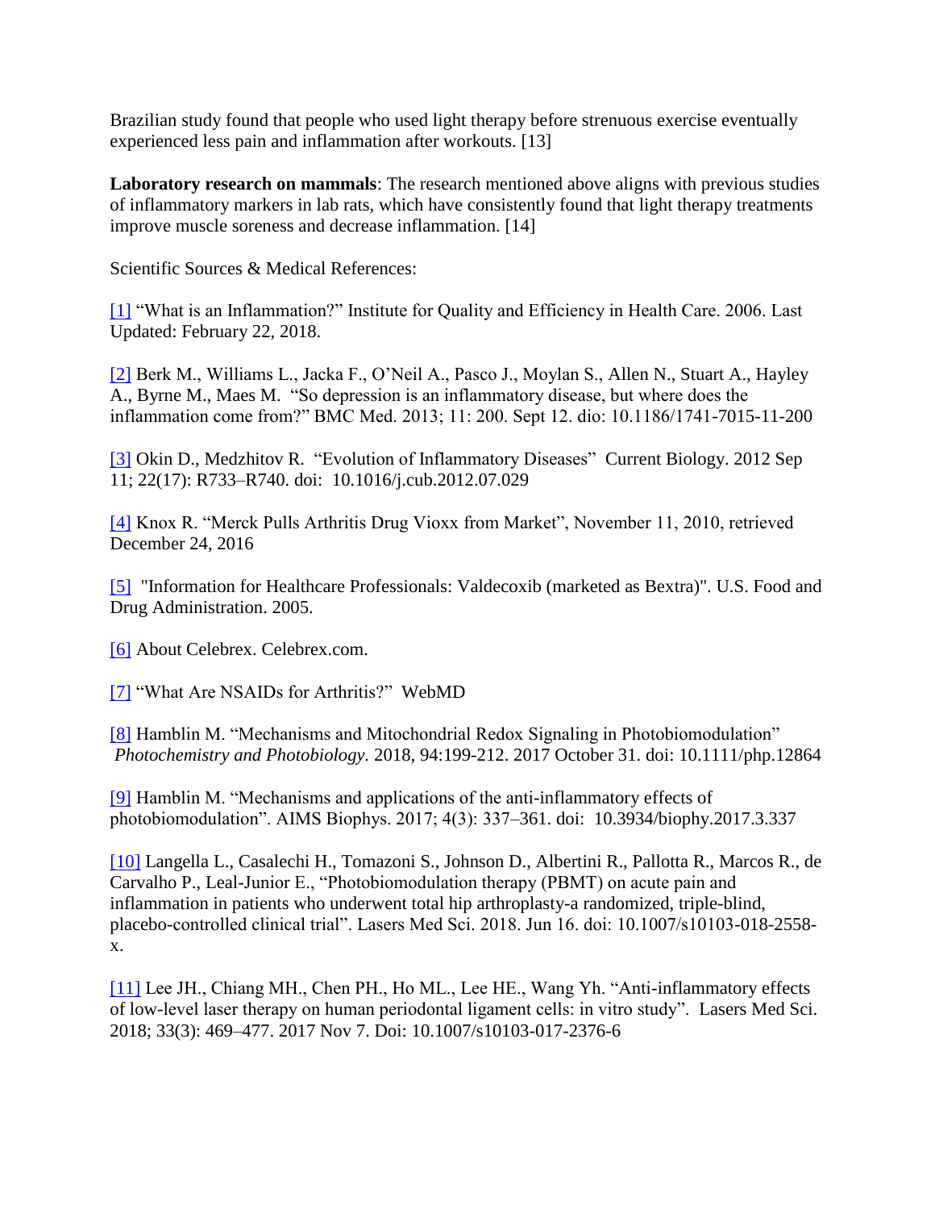Brazilian study found that people who used light therapy before strenuous exercise eventually experienced less pain and inflammation after workouts. [13]

**Laboratory research on mammals**: The research mentioned above aligns with previous studies of inflammatory markers in lab rats, which have consistently found that light therapy treatments improve muscle soreness and decrease inflammation. [14]

Scientific Sources & Medical References:

[1] "What is an Inflammation?" Institute for Quality and Efficiency in Health Care. 2006. Last Updated: February 22, 2018.

[2] Berk M., Williams L., Jacka F., O'Neil A., Pasco J., Moylan S., Allen N., Stuart A., Hayley A., Byrne M., Maes M. "So depression is an inflammatory disease, but where does the inflammation come from?" BMC Med. 2013; 11: 200. Sept 12. dio: 10.1186/1741-7015-11-200

[3] Okin D., Medzhitov R. "Evolution of Inflammatory Diseases" Current Biology. 2012 Sep 11; 22(17): R733–R740. doi: 10.1016/j.cub.2012.07.029

[4] Knox R. "Merck Pulls Arthritis Drug Vioxx from Market", November 11, 2010, retrieved December 24, 2016

[5] "Information for Healthcare Professionals: Valdecoxib (marketed as Bextra)". U.S. Food and Drug Administration. 2005.

[6] About Celebrex. Celebrex.com.

[7] "What Are NSAIDs for Arthritis?" WebMD

[8] Hamblin M. "Mechanisms and Mitochondrial Redox Signaling in Photobiomodulation" *Photochemistry and Photobiology*. 2018, 94:199-212. 2017 October 31. doi: 10.1111/php.12864

[9] Hamblin M. "Mechanisms and applications of the anti-inflammatory effects of photobiomodulation". AIMS Biophys. 2017; 4(3): 337–361. doi: 10.3934/biophy.2017.3.337

[10] Langella L., Casalechi H., Tomazoni S., Johnson D., Albertini R., Pallotta R., Marcos R., de Carvalho P., Leal-Junior E., "Photobiomodulation therapy (PBMT) on acute pain and inflammation in patients who underwent total hip arthroplasty-a randomized, triple-blind, placebo-controlled clinical trial". Lasers Med Sci. 2018. Jun 16. doi: 10.1007/s10103-018-2558-x.

[11] Lee JH., Chiang MH., Chen PH., Ho ML., Lee HE., Wang Yh. "Anti-inflammatory effects of low-level laser therapy on human periodontal ligament cells: in vitro study". Lasers Med Sci. 2018; 33(3): 469–477. 2017 Nov 7. Doi: 10.1007/s10103-017-2376-6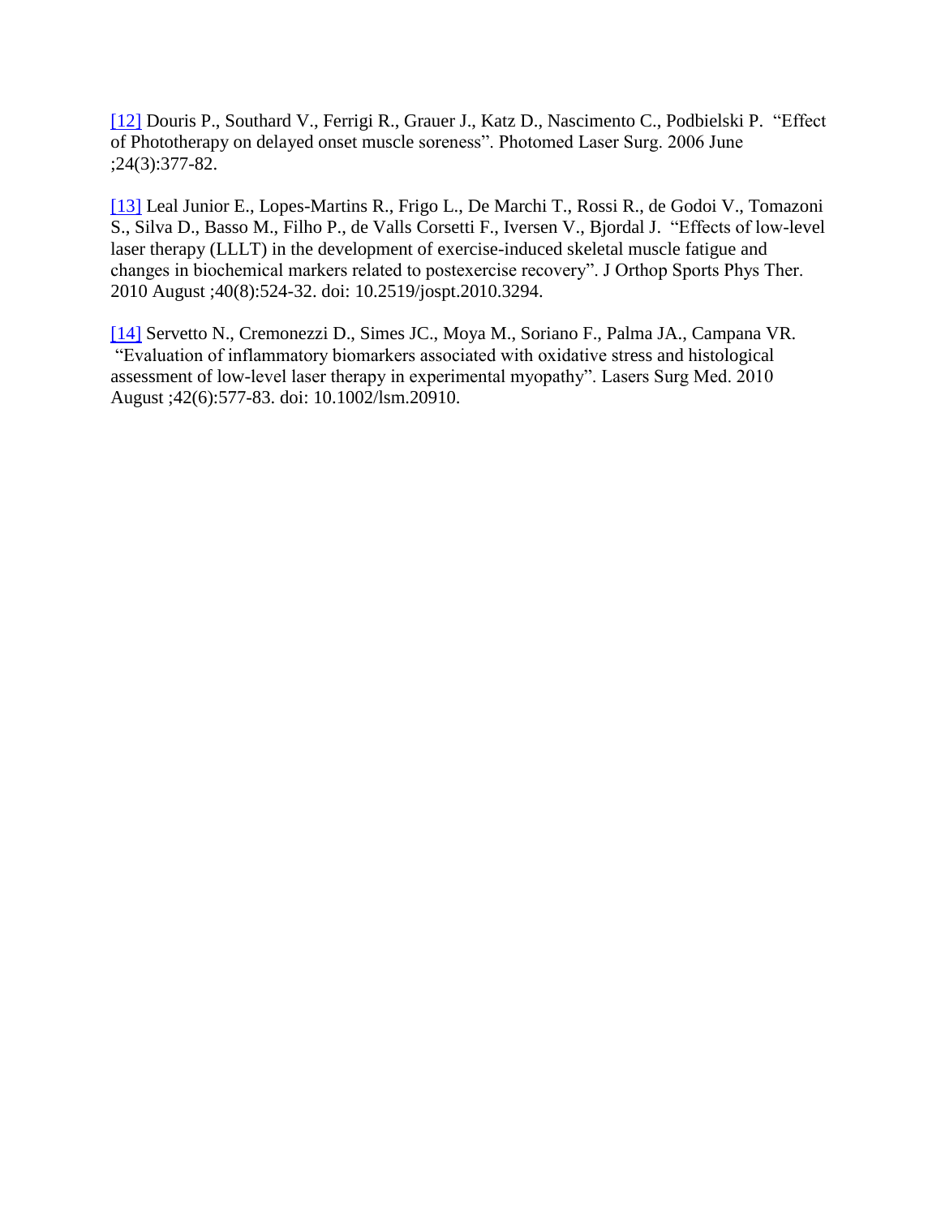[12] Douris P., Southard V., Ferrigi R., Grauer J., Katz D., Nascimento C., Podbielski P. "Effect of Phototherapy on delayed onset muscle soreness". Photomed Laser Surg. 2006 June ;24(3):377-82.

[13] Leal Junior E., Lopes-Martins R., Frigo L., De Marchi T., Rossi R., de Godoi V., Tomazoni S., Silva D., Basso M., Filho P., de Valls Corsetti F., Iversen V., Bjordal J. "Effects of low-level laser therapy (LLLT) in the development of exercise-induced skeletal muscle fatigue and changes in biochemical markers related to postexercise recovery". J Orthop Sports Phys Ther. 2010 August ;40(8):524-32. doi: 10.2519/jospt.2010.3294.

[14] Servetto N., Cremonezzi D., Simes JC., Moya M., Soriano F., Palma JA., Campana VR. "Evaluation of inflammatory biomarkers associated with oxidative stress and histological assessment of low-level laser therapy in experimental myopathy". Lasers Surg Med. 2010 August ;42(6):577-83. doi: 10.1002/lsm.20910.